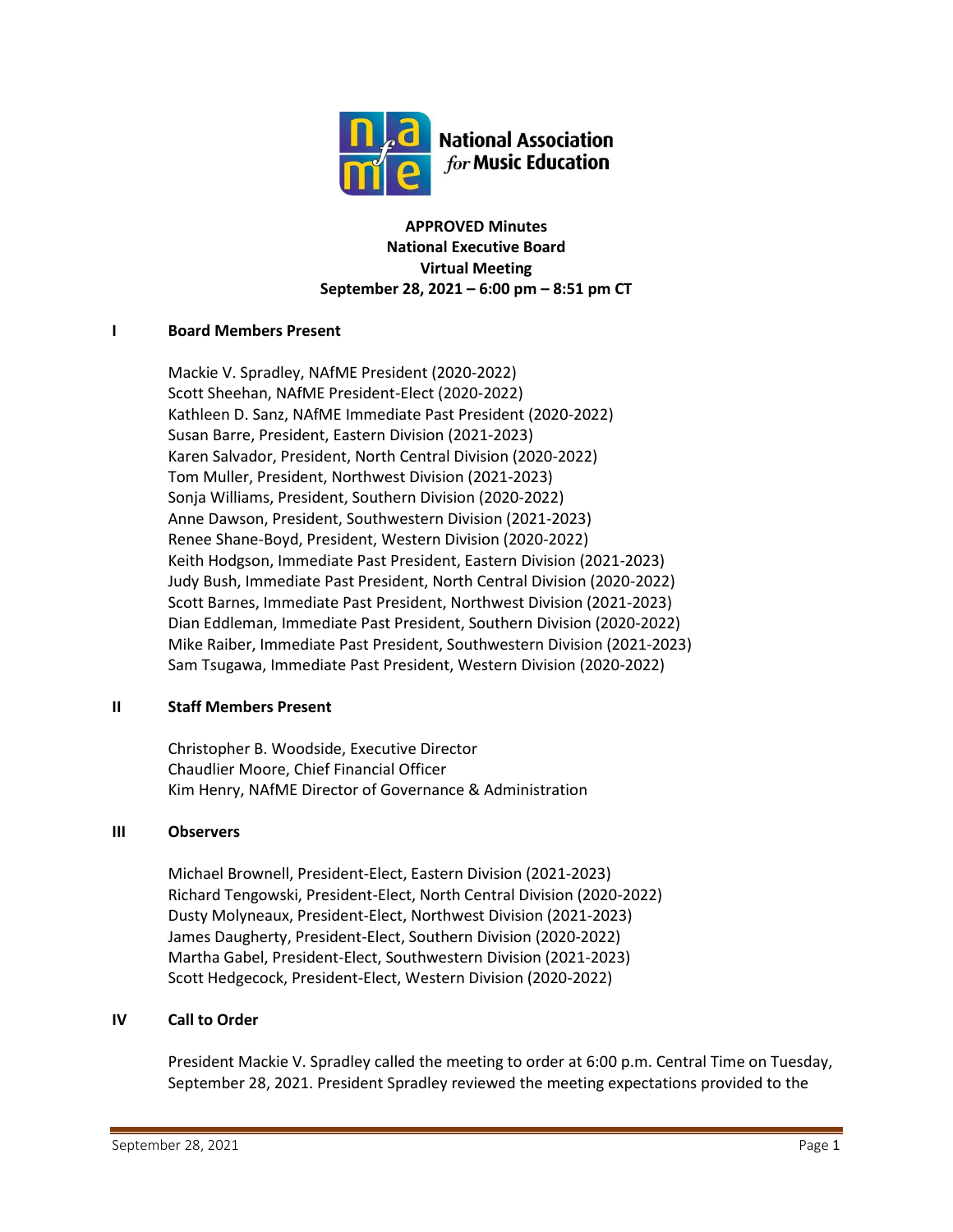**APPROVED Minutes**
**National Executive Board**
**Virtual Meeting**
**September 28, 2021 – 6:00 pm – 8:51 pm CT**

## I Board Members Present

Mackie V. Spradley, NAfME President (2020-2022)
Scott Sheehan, NAfME President-Elect (2020-2022)
Kathleen D. Sanz, NAfME Immediate Past President (2020-2022)
Susan Barre, President, Eastern Division (2021-2023)
Karen Salvador, President, North Central Division (2020-2022)
Tom Muller, President, Northwest Division (2021-2023)
Sonja Williams, President, Southern Division (2020-2022)
Anne Dawson, President, Southwestern Division (2021-2023)
Renee Shane-Boyd, President, Western Division (2020-2022)
Keith Hodgson, Immediate Past President, Eastern Division (2021-2023)
Judy Bush, Immediate Past President, North Central Division (2020-2022)
Scott Barnes, Immediate Past President, Northwest Division (2021-2023)
Dian Eddleman, Immediate Past President, Southern Division (2020-2022)
Mike Raiber, Immediate Past President, Southwestern Division (2021-2023)
Sam Tsugawa, Immediate Past President, Western Division (2020-2022)

## II Staff Members Present

Christopher B. Woodside, Executive Director
Chaudlier Moore, Chief Financial Officer
Kim Henry, NAfME Director of Governance & Administration

## III Observers

Michael Brownell, President-Elect, Eastern Division (2021-2023)
Richard Tengowski, President-Elect, North Central Division (2020-2022)
Dusty Molyneaux, President-Elect, Northwest Division (2021-2023)
James Daugherty, President-Elect, Southern Division (2020-2022)
Martha Gabel, President-Elect, Southwestern Division (2021-2023)
Scott Hedgecock, President-Elect, Western Division (2020-2022)

## IV Call to Order

President Mackie V. Spradley called the meeting to order at 6:00 p.m. Central Time on Tuesday, September 28, 2021. President Spradley reviewed the meeting expectations provided to the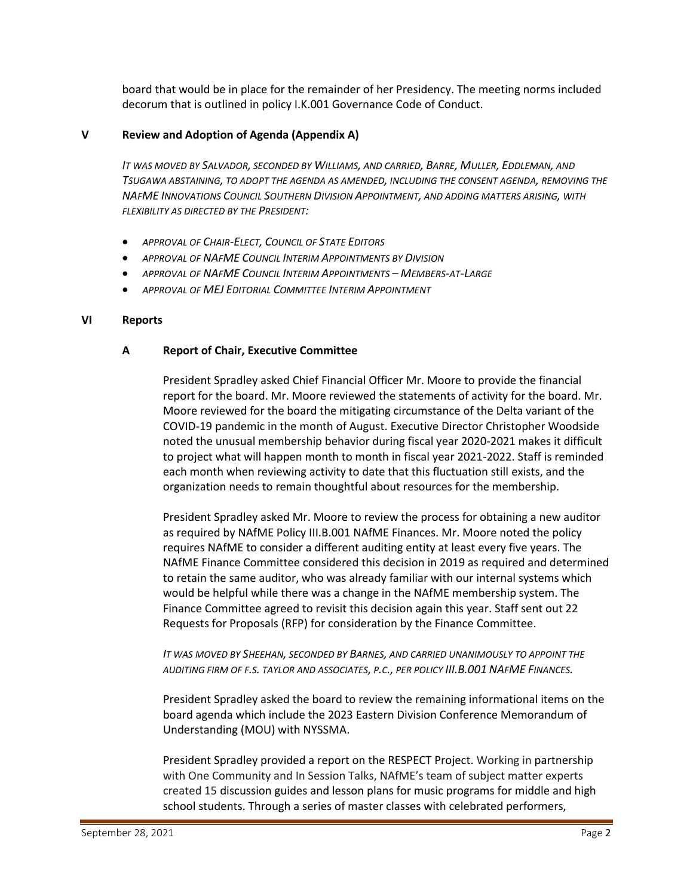board that would be in place for the remainder of her Presidency. The meeting norms included decorum that is outlined in policy I.K.001 Governance Code of Conduct.

## V Review and Adoption of Agenda (Appendix A)

*IT WAS MOVED BY SALVADOR, SECONDED BY WILLIAMS, AND CARRIED, BARRE, MULLER, EDDLEMAN, AND TSUGAWA ABSTAINING, TO ADOPT THE AGENDA AS AMENDED, INCLUDING THE CONSENT AGENDA, REMOVING THE NAFME INNOVATIONS COUNCIL SOUTHERN DIVISION APPOINTMENT, AND ADDING MATTERS ARISING, WITH FLEXIBILITY AS DIRECTED BY THE PRESIDENT:*

- *APPROVAL OF CHAIR-ELECT, COUNCIL OF STATE EDITORS*
- *APPROVAL OF NAFME COUNCIL INTERIM APPOINTMENTS BY DIVISION*
- *APPROVAL OF NAFME COUNCIL INTERIM APPOINTMENTS – MEMBERS-AT-LARGE*
- *APPROVAL OF MEJ EDITORIAL COMMITTEE INTERIM APPOINTMENT*

## VI Reports

### A Report of Chair, Executive Committee

President Spradley asked Chief Financial Officer Mr. Moore to provide the financial report for the board. Mr. Moore reviewed the statements of activity for the board. Mr. Moore reviewed for the board the mitigating circumstance of the Delta variant of the COVID-19 pandemic in the month of August. Executive Director Christopher Woodside noted the unusual membership behavior during fiscal year 2020-2021 makes it difficult to project what will happen month to month in fiscal year 2021-2022. Staff is reminded each month when reviewing activity to date that this fluctuation still exists, and the organization needs to remain thoughtful about resources for the membership.

President Spradley asked Mr. Moore to review the process for obtaining a new auditor as required by NAfME Policy III.B.001 NAfME Finances. Mr. Moore noted the policy requires NAfME to consider a different auditing entity at least every five years. The NAfME Finance Committee considered this decision in 2019 as required and determined to retain the same auditor, who was already familiar with our internal systems which would be helpful while there was a change in the NAfME membership system. The Finance Committee agreed to revisit this decision again this year. Staff sent out 22 Requests for Proposals (RFP) for consideration by the Finance Committee.

*IT WAS MOVED BY SHEEHAN, SECONDED BY BARNES, AND CARRIED UNANIMOUSLY TO APPOINT THE AUDITING FIRM OF F.S. TAYLOR AND ASSOCIATES, P.C., PER POLICY III.B.001 NAFME FINANCES.*

President Spradley asked the board to review the remaining informational items on the board agenda which include the 2023 Eastern Division Conference Memorandum of Understanding (MOU) with NYSSMA.

President Spradley provided a report on the RESPECT Project. Working in partnership with One Community and In Session Talks, NAfME's team of subject matter experts created 15 discussion guides and lesson plans for music programs for middle and high school students. Through a series of master classes with celebrated performers,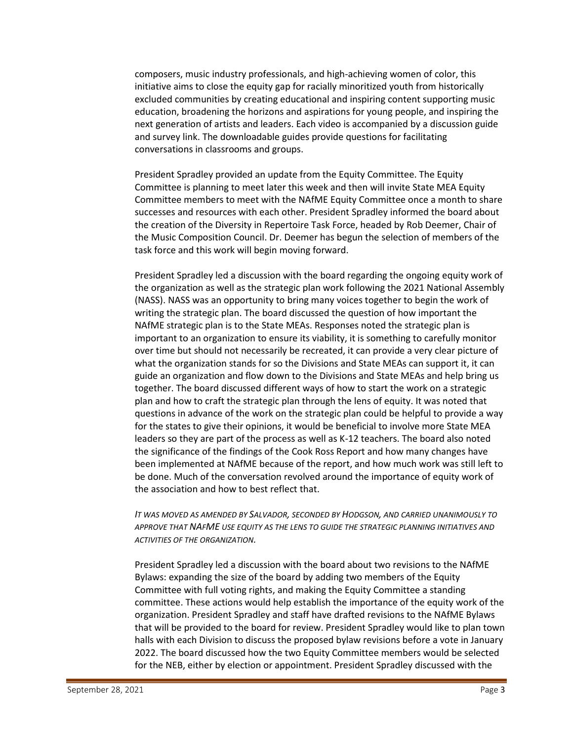composers, music industry professionals, and high-achieving women of color, this initiative aims to close the equity gap for racially minoritized youth from historically excluded communities by creating educational and inspiring content supporting music education, broadening the horizons and aspirations for young people, and inspiring the next generation of artists and leaders. Each video is accompanied by a discussion guide and survey link. The downloadable guides provide questions for facilitating conversations in classrooms and groups.

President Spradley provided an update from the Equity Committee. The Equity Committee is planning to meet later this week and then will invite State MEA Equity Committee members to meet with the NAfME Equity Committee once a month to share successes and resources with each other. President Spradley informed the board about the creation of the Diversity in Repertoire Task Force, headed by Rob Deemer, Chair of the Music Composition Council. Dr. Deemer has begun the selection of members of the task force and this work will begin moving forward.

President Spradley led a discussion with the board regarding the ongoing equity work of the organization as well as the strategic plan work following the 2021 National Assembly (NASS). NASS was an opportunity to bring many voices together to begin the work of writing the strategic plan. The board discussed the question of how important the NAfME strategic plan is to the State MEAs. Responses noted the strategic plan is important to an organization to ensure its viability, it is something to carefully monitor over time but should not necessarily be recreated, it can provide a very clear picture of what the organization stands for so the Divisions and State MEAs can support it, it can guide an organization and flow down to the Divisions and State MEAs and help bring us together. The board discussed different ways of how to start the work on a strategic plan and how to craft the strategic plan through the lens of equity. It was noted that questions in advance of the work on the strategic plan could be helpful to provide a way for the states to give their opinions, it would be beneficial to involve more State MEA leaders so they are part of the process as well as K-12 teachers. The board also noted the significance of the findings of the Cook Ross Report and how many changes have been implemented at NAfME because of the report, and how much work was still left to be done. Much of the conversation revolved around the importance of equity work of the association and how to best reflect that.

*IT WAS MOVED AS AMENDED BY SALVADOR, SECONDED BY HODGSON, AND CARRIED UNANIMOUSLY TO APPROVE THAT NAFME USE EQUITY AS THE LENS TO GUIDE THE STRATEGIC PLANNING INITIATIVES AND ACTIVITIES OF THE ORGANIZATION.*

President Spradley led a discussion with the board about two revisions to the NAfME Bylaws: expanding the size of the board by adding two members of the Equity Committee with full voting rights, and making the Equity Committee a standing committee. These actions would help establish the importance of the equity work of the organization. President Spradley and staff have drafted revisions to the NAfME Bylaws that will be provided to the board for review. President Spradley would like to plan town halls with each Division to discuss the proposed bylaw revisions before a vote in January 2022. The board discussed how the two Equity Committee members would be selected for the NEB, either by election or appointment. President Spradley discussed with the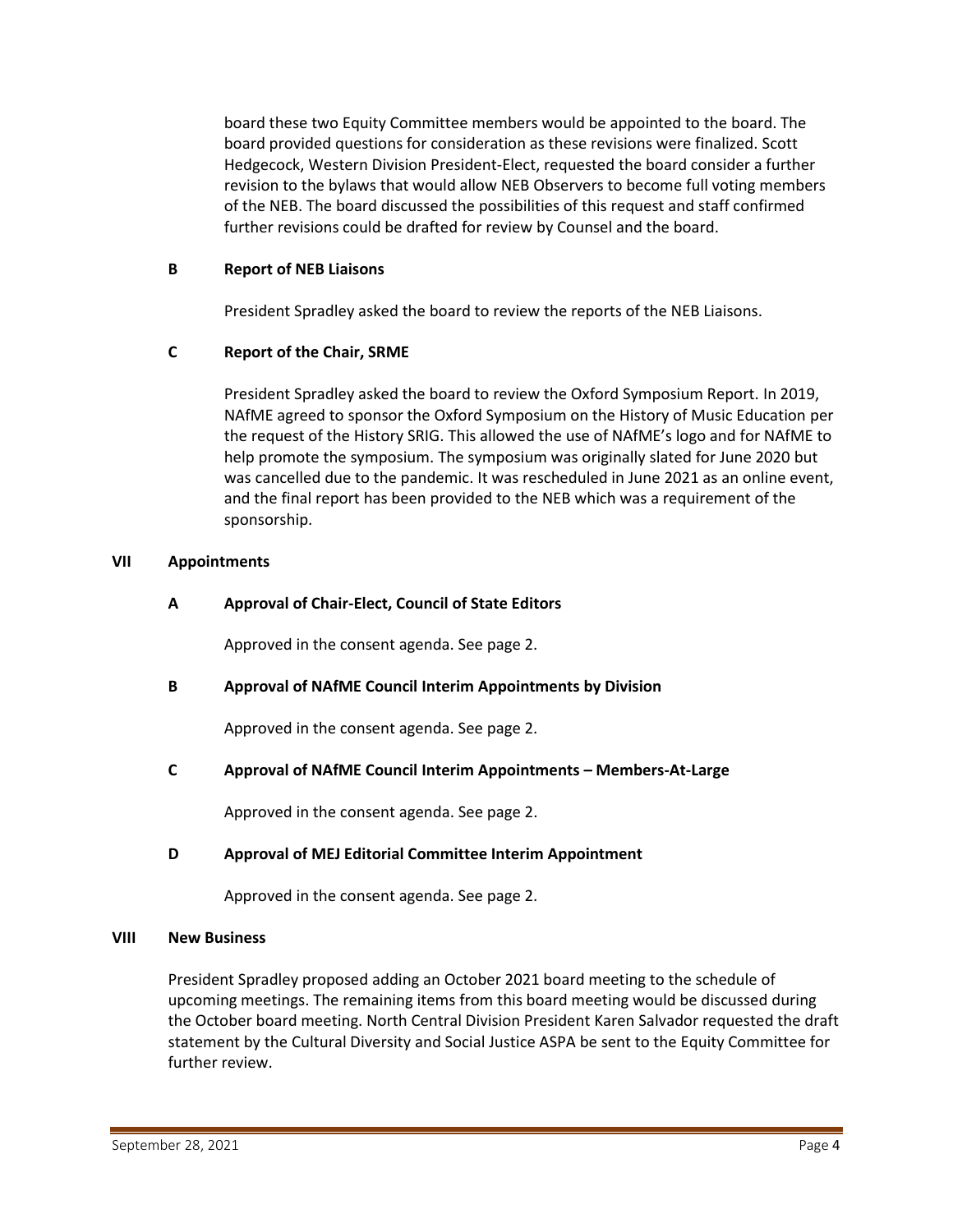board these two Equity Committee members would be appointed to the board. The board provided questions for consideration as these revisions were finalized. Scott Hedgecock, Western Division President-Elect, requested the board consider a further revision to the bylaws that would allow NEB Observers to become full voting members of the NEB. The board discussed the possibilities of this request and staff confirmed further revisions could be drafted for review by Counsel and the board.

**B Report of NEB Liaisons**

President Spradley asked the board to review the reports of the NEB Liaisons.

**C Report of the Chair, SRME**

President Spradley asked the board to review the Oxford Symposium Report. In 2019, NAfME agreed to sponsor the Oxford Symposium on the History of Music Education per the request of the History SRIG. This allowed the use of NAfME's logo and for NAfME to help promote the symposium. The symposium was originally slated for June 2020 but was cancelled due to the pandemic. It was rescheduled in June 2021 as an online event, and the final report has been provided to the NEB which was a requirement of the sponsorship.

## VII Appointments

**A Approval of Chair-Elect, Council of State Editors**

Approved in the consent agenda. See page 2.

**B Approval of NAfME Council Interim Appointments by Division**

Approved in the consent agenda. See page 2.

**C Approval of NAfME Council Interim Appointments – Members-At-Large**

Approved in the consent agenda. See page 2.

**D Approval of MEJ Editorial Committee Interim Appointment**

Approved in the consent agenda. See page 2.

## VIII New Business

President Spradley proposed adding an October 2021 board meeting to the schedule of upcoming meetings. The remaining items from this board meeting would be discussed during the October board meeting. North Central Division President Karen Salvador requested the draft statement by the Cultural Diversity and Social Justice ASPA be sent to the Equity Committee for further review.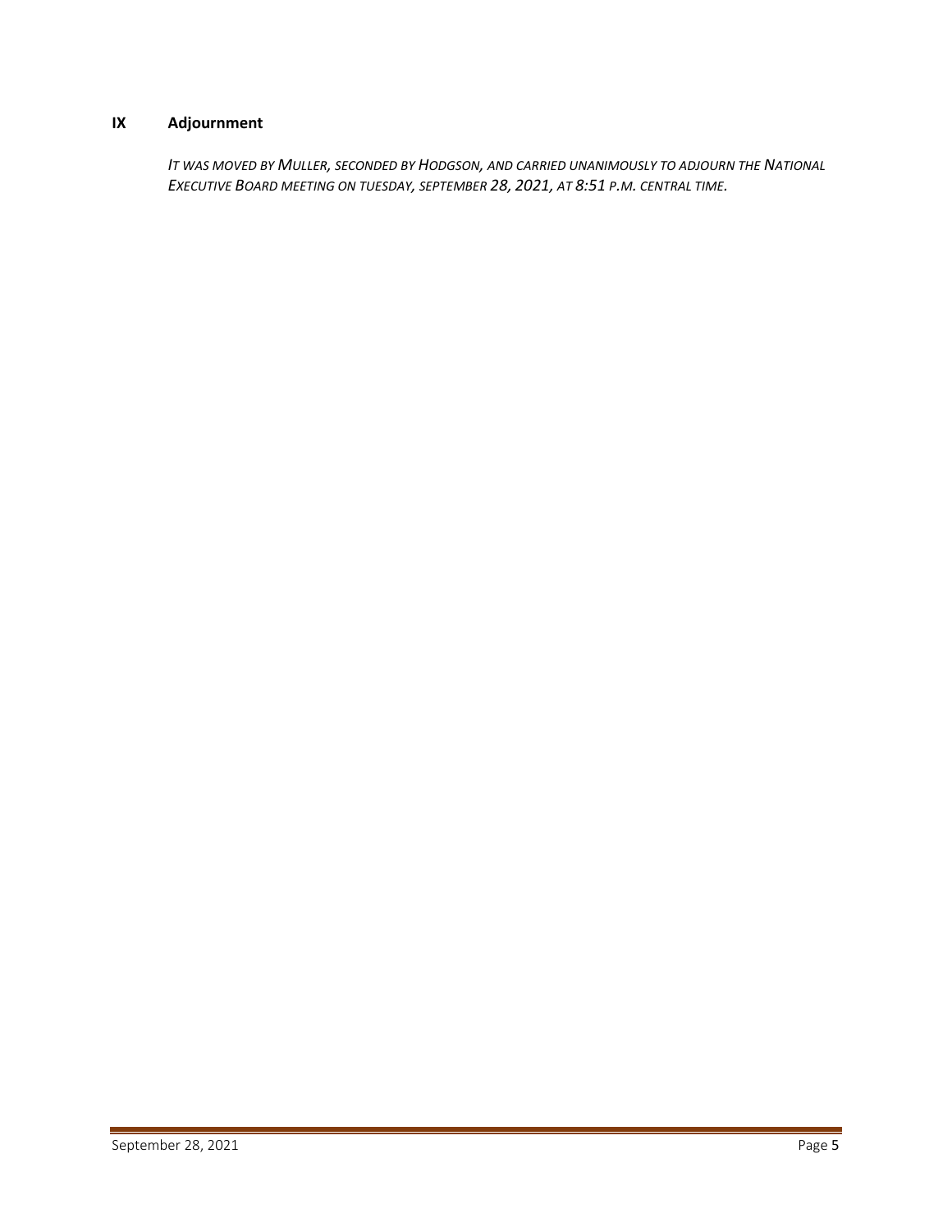## IX Adjournment

*IT WAS MOVED BY MULLER, SECONDED BY HODGSON, AND CARRIED UNANIMOUSLY TO ADJOURN THE NATIONAL EXECUTIVE BOARD MEETING ON TUESDAY, SEPTEMBER 28, 2021, AT 8:51 P.M. CENTRAL TIME.*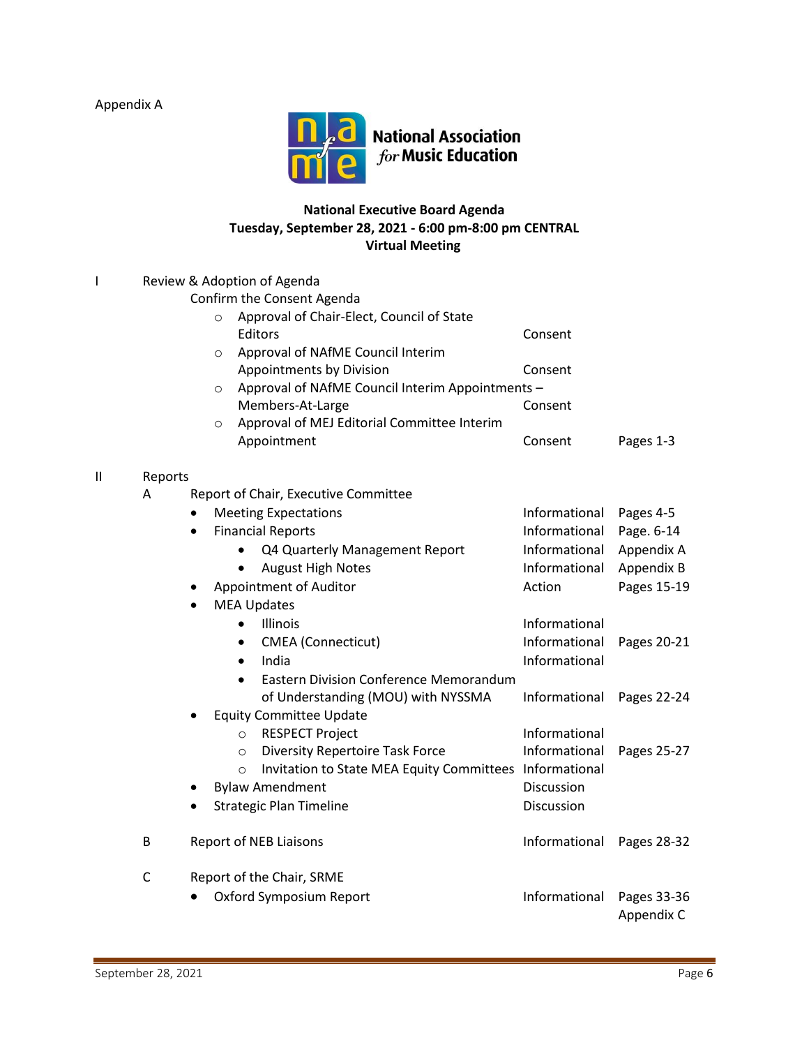Appendix A

National Association for Music Education

**National Executive Board Agenda**
**Tuesday, September 28, 2021 - 6:00 pm-8:00 pm CENTRAL**
**Virtual Meeting**

| | | | | |
|---|---|---|---|---|
| I | Review & Adoption of Agenda | | | |
| | Confirm the Consent Agenda | | | |
| | ○ Approval of Chair-Elect, Council of State Editors | | Consent | |
| | ○ Approval of NAfME Council Interim Appointments by Division | | Consent | |
| | ○ Approval of NAfME Council Interim Appointments – Members-At-Large | | Consent | |
| | ○ Approval of MEJ Editorial Committee Interim Appointment | | Consent | Pages 1-3 |
| II | Reports | | | |
| | A | Report of Chair, Executive Committee | | |
| | | • Meeting Expectations | Informational | Pages 4-5 |
| | | • Financial Reports | Informational | Page. 6-14 |
| | | • Q4 Quarterly Management Report | Informational | Appendix A |
| | | • August High Notes | Informational | Appendix B |
| | | • Appointment of Auditor | Action | Pages 15-19 |
| | | • MEA Updates | | |
| | | • Illinois | Informational | |
| | | • CMEA (Connecticut) | Informational | Pages 20-21 |
| | | • India | Informational | |
| | | • Eastern Division Conference Memorandum of Understanding (MOU) with NYSSMA | Informational | Pages 22-24 |
| | | • Equity Committee Update | | |
| | | ○ RESPECT Project | Informational | |
| | | ○ Diversity Repertoire Task Force | Informational | Pages 25-27 |
| | | ○ Invitation to State MEA Equity Committees | Informational | |
| | | • Bylaw Amendment | Discussion | |
| | | • Strategic Plan Timeline | Discussion | |
| | B | Report of NEB Liaisons | Informational | Pages 28-32 |
| | C | Report of the Chair, SRME | | |
| | | • Oxford Symposium Report | Informational | Pages 33-36 Appendix C |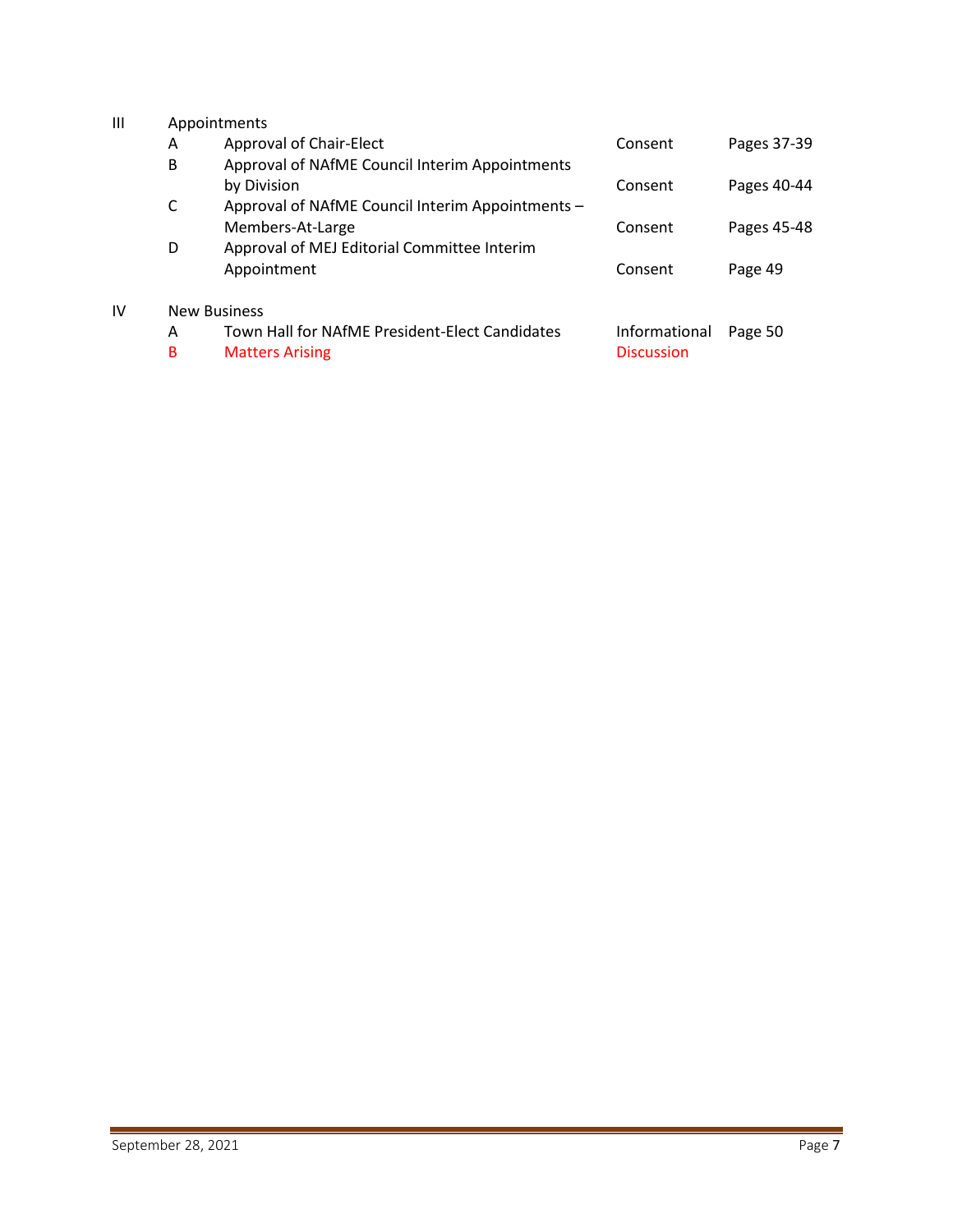| | | | | |
|---|---|---|---|---|
| III | Appointments | | | |
| | A | Approval of Chair-Elect | Consent | Pages 37-39 |
| | B | Approval of NAfME Council Interim Appointments by Division | Consent | Pages 40-44 |
| | C | Approval of NAfME Council Interim Appointments – Members-At-Large | Consent | Pages 45-48 |
| | D | Approval of MEJ Editorial Committee Interim Appointment | Consent | Page 49 |
| IV | New Business | | | |
| | A | Town Hall for NAfME President-Elect Candidates | Informational | Page 50 |
| | B | Matters Arising | Discussion | |

September 28, 2021